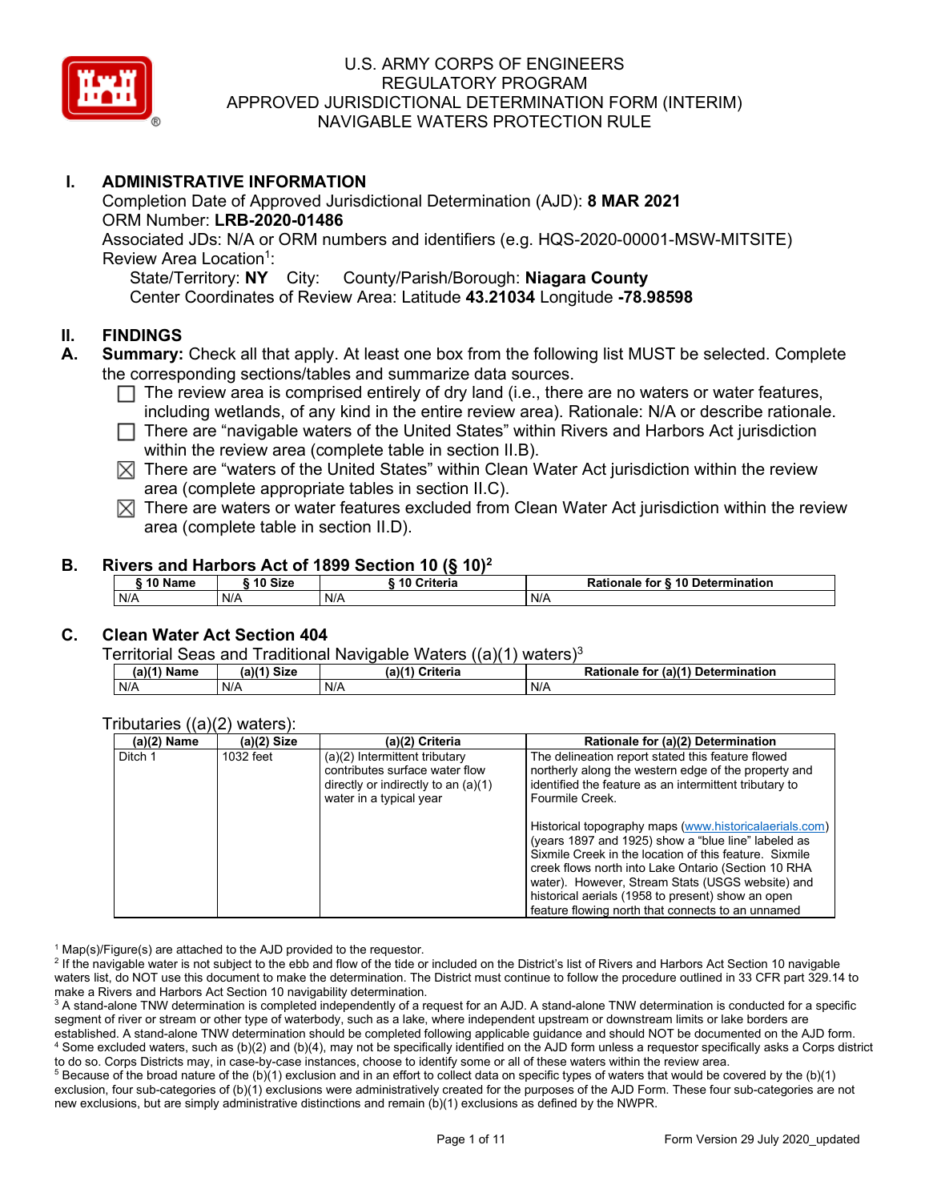U.S. ARMY CORPS OF ENGINEERS
REGULATORY PROGRAM
APPROVED JURISDICTIONAL DETERMINATION FORM (INTERIM)
NAVIGABLE WATERS PROTECTION RULE

# I. ADMINISTRATIVE INFORMATION

Completion Date of Approved Jurisdictional Determination (AJD): **8 MAR 2021**
ORM Number: **LRB-2020-01486**
Associated JDs: N/A or ORM numbers and identifiers (e.g. HQS-2020-00001-MSW-MITSITE)
Review Area Location[1]:
State/Territory: **NY** City: County/Parish/Borough: **Niagara County**
Center Coordinates of Review Area: Latitude **43.21034** Longitude **-78.98598**

# II. FINDINGS

## A. Summary:

Check all that apply. At least one box from the following list MUST be selected. Complete the corresponding sections/tables and summarize data sources.

- ☐ The review area is comprised entirely of dry land (i.e., there are no waters or water features, including wetlands, of any kind in the entire review area). Rationale: N/A or describe rationale.
- ☐ There are "navigable waters of the United States" within Rivers and Harbors Act jurisdiction within the review area (complete table in section II.B).
- ☒ There are "waters of the United States" within Clean Water Act jurisdiction within the review area (complete appropriate tables in section II.C).
- ☒ There are waters or water features excluded from Clean Water Act jurisdiction within the review area (complete table in section II.D).

## B. Rivers and Harbors Act of 1899 Section 10 (§ 10)[2]

| § 10 Name | § 10 Size | § 10 Criteria | Rationale for § 10 Determination |
|---|---|---|---|
| N/A | N/A | N/A | N/A |

## C. Clean Water Act Section 404

Territorial Seas and Traditional Navigable Waters ((a)(1) waters)[3]

| (a)(1) Name | (a)(1) Size | (a)(1) Criteria | Rationale for (a)(1) Determination |
|---|---|---|---|
| N/A | N/A | N/A | N/A |

Tributaries ((a)(2) waters):

| (a)(2) Name | (a)(2) Size | (a)(2) Criteria | Rationale for (a)(2) Determination |
|---|---|---|---|
| Ditch 1 | 1032 feet | (a)(2) Intermittent tributary contributes surface water flow directly or indirectly to an (a)(1) water in a typical year | The delineation report stated this feature flowed northerly along the western edge of the property and identified the feature as an intermittent tributary to Fourmile Creek.<br><br>Historical topography maps (www.historicalaerials.com) (years 1897 and 1925) show a "blue line" labeled as Sixmile Creek in the location of this feature. Sixmile creek flows north into Lake Ontario (Section 10 RHA water). However, Stream Stats (USGS website) and historical aerials (1958 to present) show an open feature flowing north that connects to an unnamed |

[1] Map(s)/Figure(s) are attached to the AJD provided to the requestor.
[2] If the navigable water is not subject to the ebb and flow of the tide or included on the District's list of Rivers and Harbors Act Section 10 navigable waters list, do NOT use this document to make the determination. The District must continue to follow the procedure outlined in 33 CFR part 329.14 to make a Rivers and Harbors Act Section 10 navigability determination.
[3] A stand-alone TNW determination is completed independently of a request for an AJD. A stand-alone TNW determination is conducted for a specific segment of river or stream or other type of waterbody, such as a lake, where independent upstream or downstream limits or lake borders are established. A stand-alone TNW determination should be completed following applicable guidance and should NOT be documented on the AJD form.
[4] Some excluded waters, such as (b)(2) and (b)(4), may not be specifically identified on the AJD form unless a requestor specifically asks a Corps district to do so. Corps Districts may, in case-by-case instances, choose to identify some or all of these waters within the review area.
[5] Because of the broad nature of the (b)(1) exclusion and in an effort to collect data on specific types of waters that would be covered by the (b)(1) exclusion, four sub-categories of (b)(1) exclusions were administratively created for the purposes of the AJD Form. These four sub-categories are not new exclusions, but are simply administrative distinctions and remain (b)(1) exclusions as defined by the NWPR.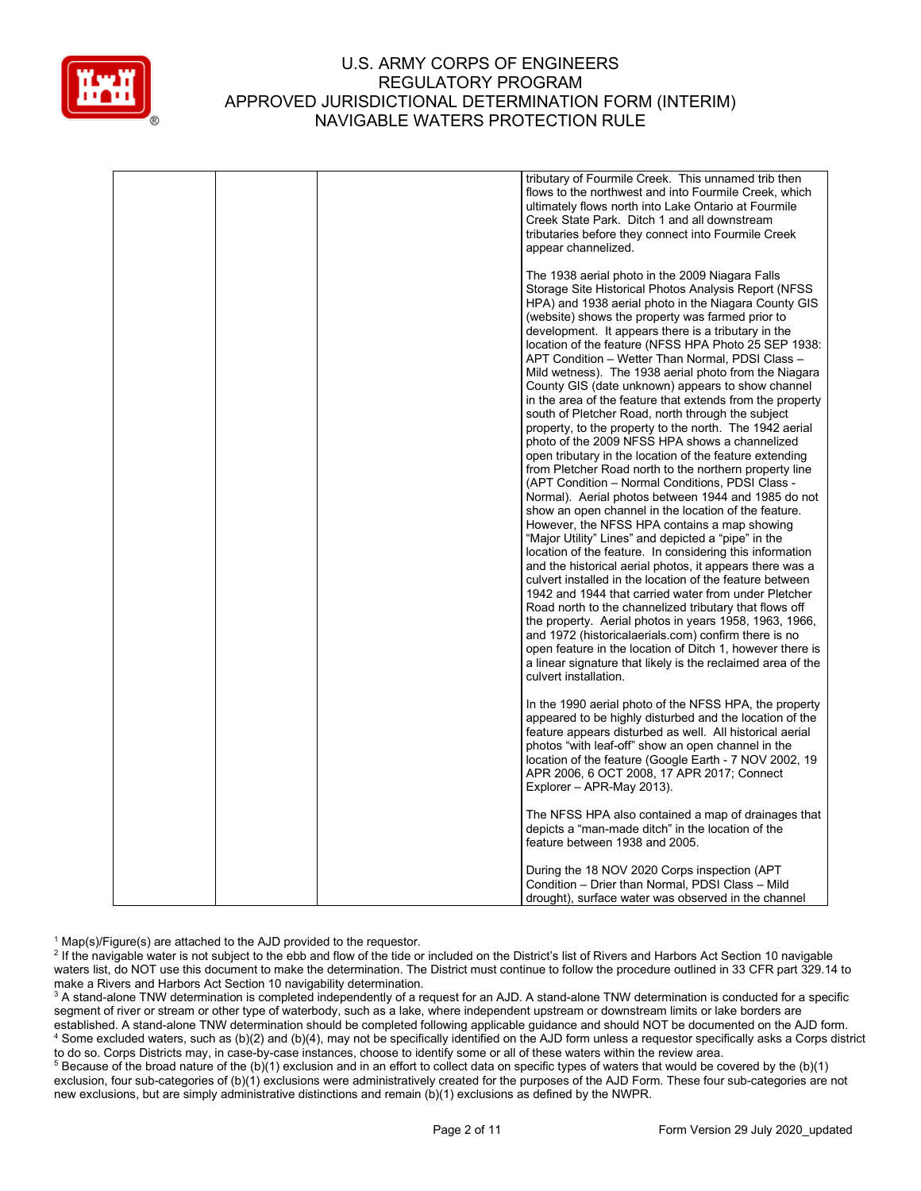| | | | |
|---|---|---|---|
| | | | tributary of Fourmile Creek. This unnamed trib then flows to the northwest and into Fourmile Creek, which ultimately flows north into Lake Ontario at Fourmile Creek State Park. Ditch 1 and all downstream tributaries before they connect into Fourmile Creek appear channelized.<br><br>The 1938 aerial photo in the 2009 Niagara Falls Storage Site Historical Photos Analysis Report (NFSS HPA) and 1938 aerial photo in the Niagara County GIS (website) shows the property was farmed prior to development. It appears there is a tributary in the location of the feature (NFSS HPA Photo 25 SEP 1938: APT Condition – Wetter Than Normal, PDSI Class – Mild wetness). The 1938 aerial photo from the Niagara County GIS (date unknown) appears to show channel in the area of the feature that extends from the property south of Pletcher Road, north through the subject property, to the property to the north. The 1942 aerial photo of the 2009 NFSS HPA shows a channelized open tributary in the location of the feature extending from Pletcher Road north to the northern property line (APT Condition – Normal Conditions, PDSI Class - Normal). Aerial photos between 1944 and 1985 do not show an open channel in the location of the feature. However, the NFSS HPA contains a map showing "Major Utility" Lines" and depicted a "pipe" in the location of the feature. In considering this information and the historical aerial photos, it appears there was a culvert installed in the location of the feature between 1942 and 1944 that carried water from under Pletcher Road north to the channelized tributary that flows off the property. Aerial photos in years 1958, 1963, 1966, and 1972 (historicalaerials.com) confirm there is no open feature in the location of Ditch 1, however there is a linear signature that likely is the reclaimed area of the culvert installation.<br><br>In the 1990 aerial photo of the NFSS HPA, the property appeared to be highly disturbed and the location of the feature appears disturbed as well. All historical aerial photos "with leaf-off" show an open channel in the location of the feature (Google Earth - 7 NOV 2002, 19 APR 2006, 6 OCT 2008, 17 APR 2017; Connect Explorer – APR-May 2013).<br><br>The NFSS HPA also contained a map of drainages that depicts a "man-made ditch" in the location of the feature between 1938 and 2005.<br><br>During the 18 NOV 2020 Corps inspection (APT Condition – Drier than Normal, PDSI Class – Mild drought), surface water was observed in the channel |

[1] Map(s)/Figure(s) are attached to the AJD provided to the requestor.

[2] If the navigable water is not subject to the ebb and flow of the tide or included on the District's list of Rivers and Harbors Act Section 10 navigable waters list, do NOT use this document to make the determination. The District must continue to follow the procedure outlined in 33 CFR part 329.14 to make a Rivers and Harbors Act Section 10 navigability determination.

[3] A stand-alone TNW determination is completed independently of a request for an AJD. A stand-alone TNW determination is conducted for a specific segment of river or stream or other type of waterbody, such as a lake, where independent upstream or downstream limits or lake borders are established. A stand-alone TNW determination should be completed following applicable guidance and should NOT be documented on the AJD form.

[4] Some excluded waters, such as (b)(2) and (b)(4), may not be specifically identified on the AJD form unless a requestor specifically asks a Corps district to do so. Corps Districts may, in case-by-case instances, choose to identify some or all of these waters within the review area.

[5] Because of the broad nature of the (b)(1) exclusion and in an effort to collect data on specific types of waters that would be covered by the (b)(1) exclusion, four sub-categories of (b)(1) exclusions were administratively created for the purposes of the AJD Form. These four sub-categories are not new exclusions, but are simply administrative distinctions and remain (b)(1) exclusions as defined by the NWPR.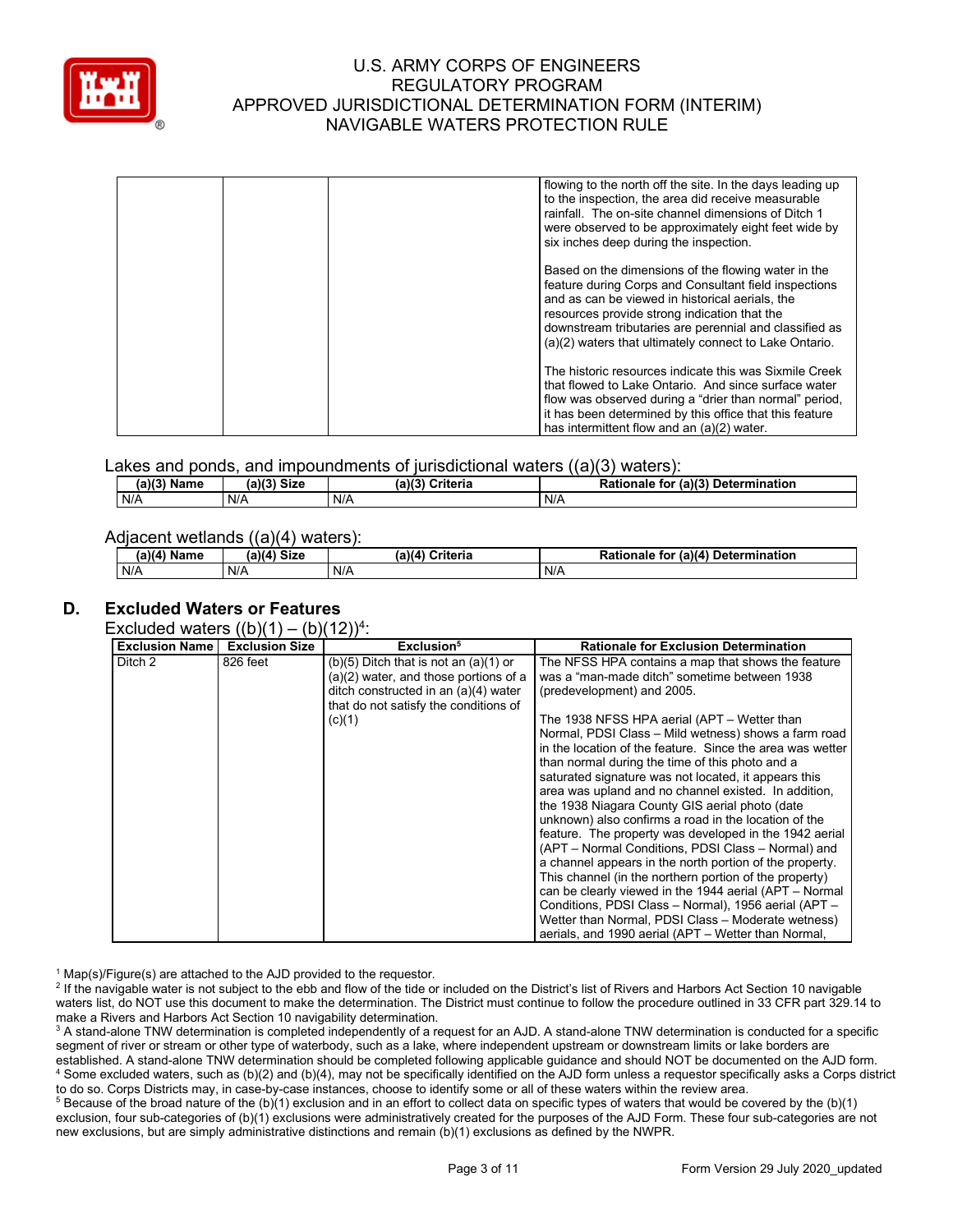| | | | flowing to the north off the site. In the days leading up to the inspection, the area did receive measurable rainfall. The on-site channel dimensions of Ditch 1 were observed to be approximately eight feet wide by six inches deep during the inspection.<br><br>Based on the dimensions of the flowing water in the feature during Corps and Consultant field inspections and as can be viewed in historical aerials, the resources provide strong indication that the downstream tributaries are perennial and classified as (a)(2) waters that ultimately connect to Lake Ontario.<br><br>The historic resources indicate this was Sixmile Creek that flowed to Lake Ontario. And since surface water flow was observed during a "drier than normal" period, it has been determined by this office that this feature has intermittent flow and an (a)(2) water. |
|---|---|---|---|

Lakes and ponds, and impoundments of jurisdictional waters ((a)(3) waters):

| (a)(3) Name | (a)(3) Size | (a)(3) Criteria | Rationale for (a)(3) Determination |
|---|---|---|---|
| N/A | N/A | N/A | N/A |

Adjacent wetlands ((a)(4) waters):

| (a)(4) Name | (a)(4) Size | (a)(4) Criteria | Rationale for (a)(4) Determination |
|---|---|---|---|
| N/A | N/A | N/A | N/A |

## D. Excluded Waters or Features

Excluded waters ((b)(1) – (b)(12))[4]:

| Exclusion Name | Exclusion Size | Exclusion[5] | Rationale for Exclusion Determination |
|---|---|---|---|
| Ditch 2 | 826 feet | (b)(5) Ditch that is not an (a)(1) or (a)(2) water, and those portions of a ditch constructed in an (a)(4) water that do not satisfy the conditions of (c)(1) | The NFSS HPA contains a map that shows the feature was a "man-made ditch" sometime between 1938 (predevelopment) and 2005.<br><br>The 1938 NFSS HPA aerial (APT – Wetter than Normal, PDSI Class – Mild wetness) shows a farm road in the location of the feature. Since the area was wetter than normal during the time of this photo and a saturated signature was not located, it appears this area was upland and no channel existed. In addition, the 1938 Niagara County GIS aerial photo (date unknown) also confirms a road in the location of the feature. The property was developed in the 1942 aerial (APT – Normal Conditions, PDSI Class – Normal) and a channel appears in the north portion of the property. This channel (in the northern portion of the property) can be clearly viewed in the 1944 aerial (APT – Normal Conditions, PDSI Class – Normal), 1956 aerial (APT – Wetter than Normal, PDSI Class – Moderate wetness) aerials, and 1990 aerial (APT – Wetter than Normal, |

[1] Map(s)/Figure(s) are attached to the AJD provided to the requestor.
[2] If the navigable water is not subject to the ebb and flow of the tide or included on the District's list of Rivers and Harbors Act Section 10 navigable waters list, do NOT use this document to make the determination. The District must continue to follow the procedure outlined in 33 CFR part 329.14 to make a Rivers and Harbors Act Section 10 navigability determination.
[3] A stand-alone TNW determination is completed independently of a request for an AJD. A stand-alone TNW determination is conducted for a specific segment of river or stream or other type of waterbody, such as a lake, where independent upstream or downstream limits or lake borders are established. A stand-alone TNW determination should be completed following applicable guidance and should NOT be documented on the AJD form.
[4] Some excluded waters, such as (b)(2) and (b)(4), may not be specifically identified on the AJD form unless a requestor specifically asks a Corps district to do so. Corps Districts may, in case-by-case instances, choose to identify some or all of these waters within the review area.
[5] Because of the broad nature of the (b)(1) exclusion and in an effort to collect data on specific types of waters that would be covered by the (b)(1) exclusion, four sub-categories of (b)(1) exclusions were administratively created for the purposes of the AJD Form. These four sub-categories are not new exclusions, but are simply administrative distinctions and remain (b)(1) exclusions as defined by the NWPR.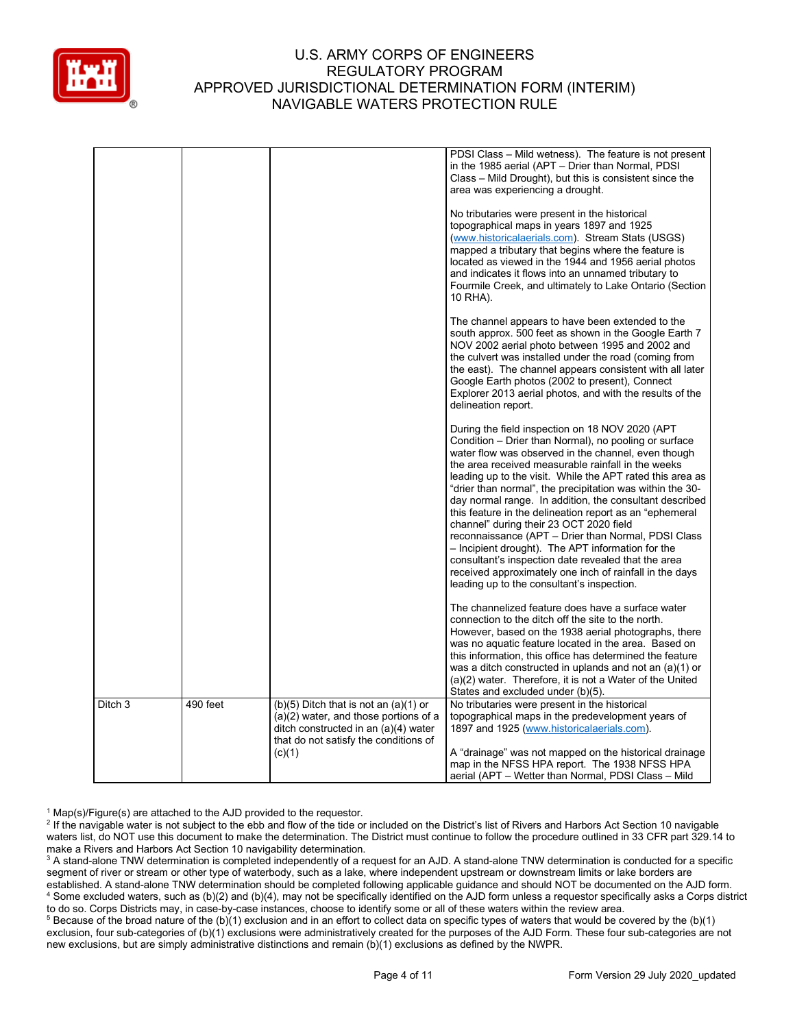| | | | |
|---|---|---|---|
| | | | PDSI Class – Mild wetness). The feature is not present in the 1985 aerial (APT – Drier than Normal, PDSI Class – Mild Drought), but this is consistent since the area was experiencing a drought.<br><br>No tributaries were present in the historical topographical maps in years 1897 and 1925 (www.historicalaerials.com). Stream Stats (USGS) mapped a tributary that begins where the feature is located as viewed in the 1944 and 1956 aerial photos and indicates it flows into an unnamed tributary to Fourmile Creek, and ultimately to Lake Ontario (Section 10 RHA).<br><br>The channel appears to have been extended to the south approx. 500 feet as shown in the Google Earth 7 NOV 2002 aerial photo between 1995 and 2002 and the culvert was installed under the road (coming from the east). The channel appears consistent with all later Google Earth photos (2002 to present), Connect Explorer 2013 aerial photos, and with the results of the delineation report.<br><br>During the field inspection on 18 NOV 2020 (APT Condition – Drier than Normal), no pooling or surface water flow was observed in the channel, even though the area received measurable rainfall in the weeks leading up to the visit. While the APT rated this area as "drier than normal", the precipitation was within the 30-day normal range. In addition, the consultant described this feature in the delineation report as an "ephemeral channel" during their 23 OCT 2020 field reconnaissance (APT – Drier than Normal, PDSI Class – Incipient drought). The APT information for the consultant's inspection date revealed that the area received approximately one inch of rainfall in the days leading up to the consultant's inspection.<br><br>The channelized feature does have a surface water connection to the ditch off the site to the north. However, based on the 1938 aerial photographs, there was no aquatic feature located in the area. Based on this information, this office has determined the feature was a ditch constructed in uplands and not an (a)(1) or (a)(2) water. Therefore, it is not a Water of the United States and excluded under (b)(5). |
| Ditch 3 | 490 feet | (b)(5) Ditch that is not an (a)(1) or (a)(2) water, and those portions of a ditch constructed in an (a)(4) water that do not satisfy the conditions of (c)(1) | No tributaries were present in the historical topographical maps in the predevelopment years of 1897 and 1925 (www.historicalaerials.com).<br><br>A "drainage" was not mapped on the historical drainage map in the NFSS HPA report. The 1938 NFSS HPA aerial (APT – Wetter than Normal, PDSI Class – Mild |

[1] Map(s)/Figure(s) are attached to the AJD provided to the requestor.
[2] If the navigable water is not subject to the ebb and flow of the tide or included on the District's list of Rivers and Harbors Act Section 10 navigable waters list, do NOT use this document to make the determination. The District must continue to follow the procedure outlined in 33 CFR part 329.14 to make a Rivers and Harbors Act Section 10 navigability determination.
[3] A stand-alone TNW determination is completed independently of a request for an AJD. A stand-alone TNW determination is conducted for a specific segment of river or stream or other type of waterbody, such as a lake, where independent upstream or downstream limits or lake borders are established. A stand-alone TNW determination should be completed following applicable guidance and should NOT be documented on the AJD form.
[4] Some excluded waters, such as (b)(2) and (b)(4), may not be specifically identified on the AJD form unless a requestor specifically asks a Corps district to do so. Corps Districts may, in case-by-case instances, choose to identify some or all of these waters within the review area.
[5] Because of the broad nature of the (b)(1) exclusion and in an effort to collect data on specific types of waters that would be covered by the (b)(1) exclusion, four sub-categories of (b)(1) exclusions were administratively created for the purposes of the AJD Form. These four sub-categories are not new exclusions, but are simply administrative distinctions and remain (b)(1) exclusions as defined by the NWPR.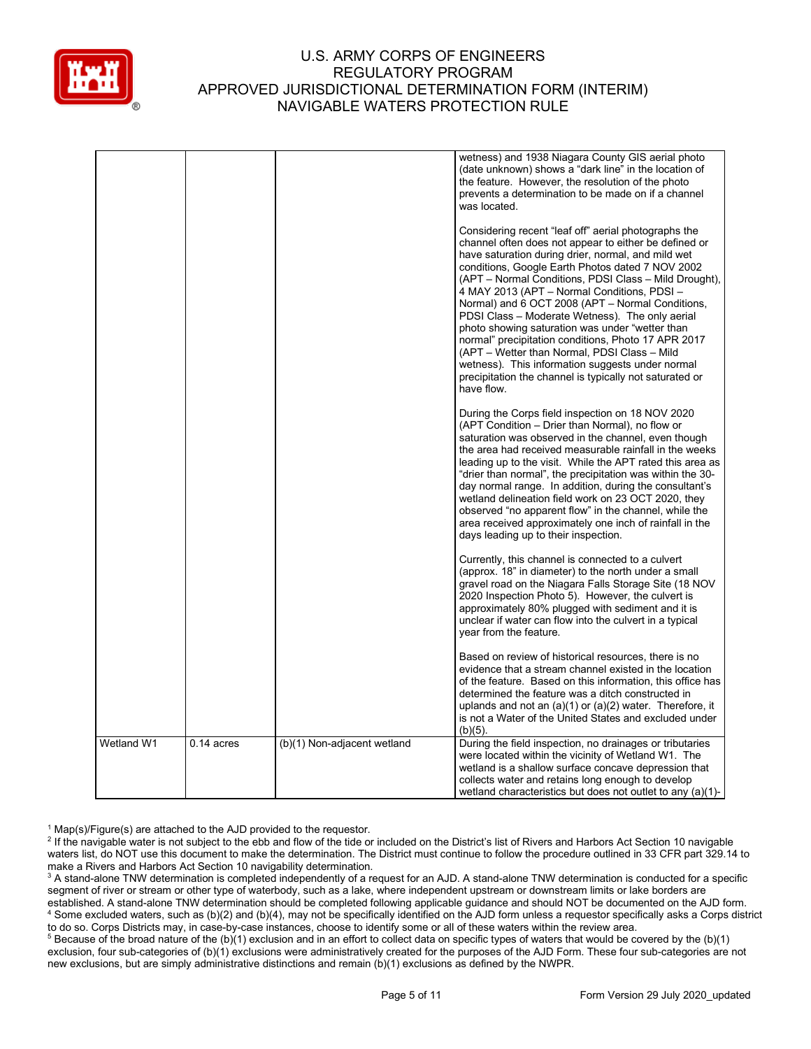| | | | |
|---|---|---|---|
| | | | wetness) and 1938 Niagara County GIS aerial photo (date unknown) shows a "dark line" in the location of the feature. However, the resolution of the photo prevents a determination to be made on if a channel was located.<br><br>Considering recent "leaf off" aerial photographs the channel often does not appear to either be defined or have saturation during drier, normal, and mild wet conditions, Google Earth Photos dated 7 NOV 2002 (APT – Normal Conditions, PDSI Class – Mild Drought), 4 MAY 2013 (APT – Normal Conditions, PDSI – Normal) and 6 OCT 2008 (APT – Normal Conditions, PDSI Class – Moderate Wetness). The only aerial photo showing saturation was under "wetter than normal" precipitation conditions, Photo 17 APR 2017 (APT – Wetter than Normal, PDSI Class – Mild wetness). This information suggests under normal precipitation the channel is typically not saturated or have flow.<br><br>During the Corps field inspection on 18 NOV 2020 (APT Condition – Drier than Normal), no flow or saturation was observed in the channel, even though the area had received measurable rainfall in the weeks leading up to the visit. While the APT rated this area as "drier than normal", the precipitation was within the 30-day normal range. In addition, during the consultant's wetland delineation field work on 23 OCT 2020, they observed "no apparent flow" in the channel, while the area received approximately one inch of rainfall in the days leading up to their inspection.<br><br>Currently, this channel is connected to a culvert (approx. 18" in diameter) to the north under a small gravel road on the Niagara Falls Storage Site (18 NOV 2020 Inspection Photo 5). However, the culvert is approximately 80% plugged with sediment and it is unclear if water can flow into the culvert in a typical year from the feature.<br><br>Based on review of historical resources, there is no evidence that a stream channel existed in the location of the feature. Based on this information, this office has determined the feature was a ditch constructed in uplands and not an (a)(1) or (a)(2) water. Therefore, it is not a Water of the United States and excluded under (b)(5). |
| Wetland W1 | 0.14 acres | (b)(1) Non-adjacent wetland | During the field inspection, no drainages or tributaries were located within the vicinity of Wetland W1. The wetland is a shallow surface concave depression that collects water and retains long enough to develop wetland characteristics but does not outlet to any (a)(1)- |

[1] Map(s)/Figure(s) are attached to the AJD provided to the requestor.
[2] If the navigable water is not subject to the ebb and flow of the tide or included on the District's list of Rivers and Harbors Act Section 10 navigable waters list, do NOT use this document to make the determination. The District must continue to follow the procedure outlined in 33 CFR part 329.14 to make a Rivers and Harbors Act Section 10 navigability determination.
[3] A stand-alone TNW determination is completed independently of a request for an AJD. A stand-alone TNW determination is conducted for a specific segment of river or stream or other type of waterbody, such as a lake, where independent upstream or downstream limits or lake borders are established. A stand-alone TNW determination should be completed following applicable guidance and should NOT be documented on the AJD form.
[4] Some excluded waters, such as (b)(2) and (b)(4), may not be specifically identified on the AJD form unless a requestor specifically asks a Corps district to do so. Corps Districts may, in case-by-case instances, choose to identify some or all of these waters within the review area.
[5] Because of the broad nature of the (b)(1) exclusion and in an effort to collect data on specific types of waters that would be covered by the (b)(1) exclusion, four sub-categories of (b)(1) exclusions were administratively created for the purposes of the AJD Form. These four sub-categories are not new exclusions, but are simply administrative distinctions and remain (b)(1) exclusions as defined by the NWPR.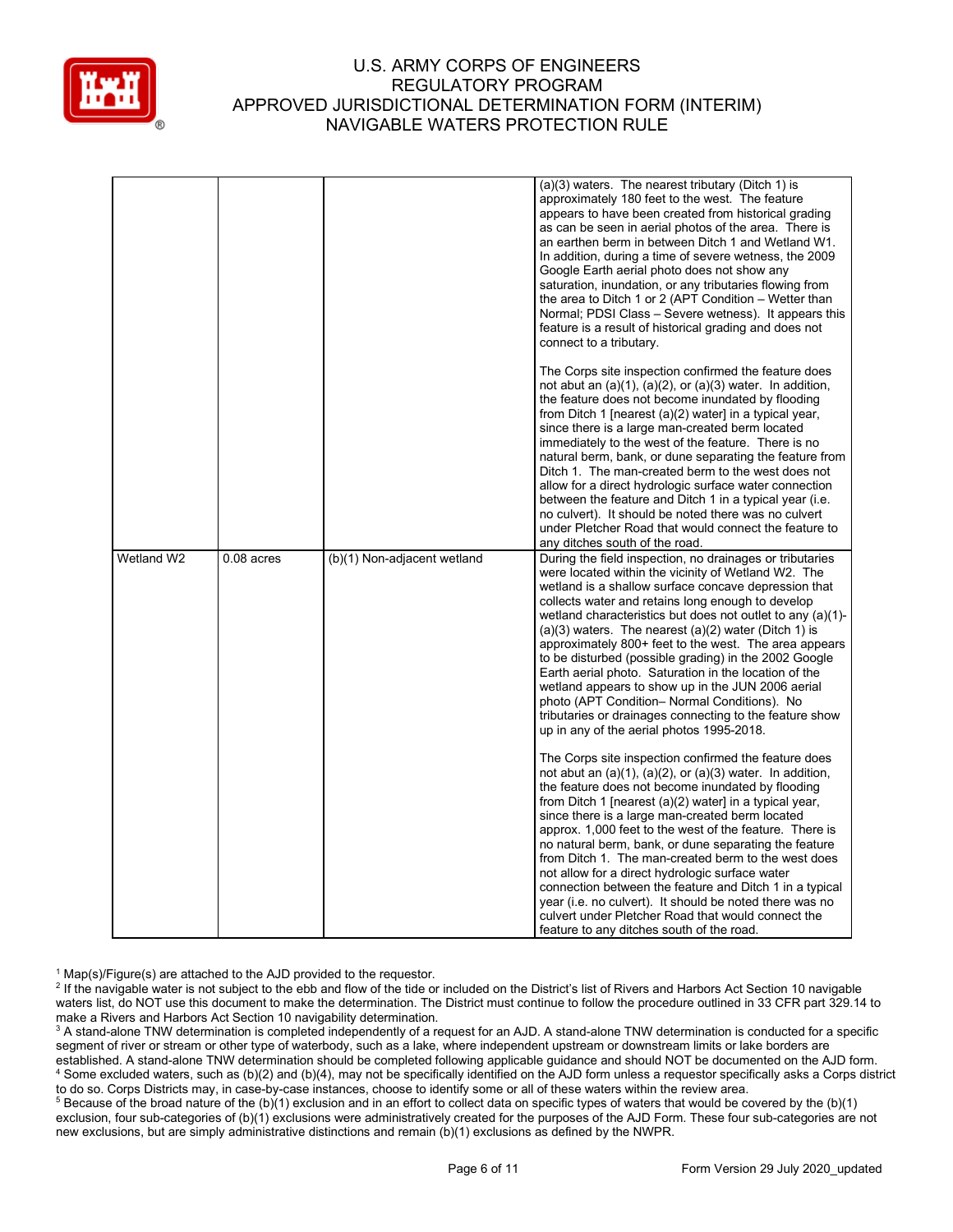| | | | |
|---|---|---|---|
| | | | (a)(3) waters. The nearest tributary (Ditch 1) is approximately 180 feet to the west. The feature appears to have been created from historical grading as can be seen in aerial photos of the area. There is an earthen berm in between Ditch 1 and Wetland W1. In addition, during a time of severe wetness, the 2009 Google Earth aerial photo does not show any saturation, inundation, or any tributaries flowing from the area to Ditch 1 or 2 (APT Condition – Wetter than Normal; PDSI Class – Severe wetness). It appears this feature is a result of historical grading and does not connect to a tributary.<br><br>The Corps site inspection confirmed the feature does not abut an (a)(1), (a)(2), or (a)(3) water. In addition, the feature does not become inundated by flooding from Ditch 1 [nearest (a)(2) water] in a typical year, since there is a large man-created berm located immediately to the west of the feature. There is no natural berm, bank, or dune separating the feature from Ditch 1. The man-created berm to the west does not allow for a direct hydrologic surface water connection between the feature and Ditch 1 in a typical year (i.e. no culvert). It should be noted there was no culvert under Pletcher Road that would connect the feature to any ditches south of the road. |
| Wetland W2 | 0.08 acres | (b)(1) Non-adjacent wetland | During the field inspection, no drainages or tributaries were located within the vicinity of Wetland W2. The wetland is a shallow surface concave depression that collects water and retains long enough to develop wetland characteristics but does not outlet to any (a)(1)-(a)(3) waters. The nearest (a)(2) water (Ditch 1) is approximately 800+ feet to the west. The area appears to be disturbed (possible grading) in the 2002 Google Earth aerial photo. Saturation in the location of the wetland appears to show up in the JUN 2006 aerial photo (APT Condition– Normal Conditions). No tributaries or drainages connecting to the feature show up in any of the aerial photos 1995-2018.<br><br>The Corps site inspection confirmed the feature does not abut an (a)(1), (a)(2), or (a)(3) water. In addition, the feature does not become inundated by flooding from Ditch 1 [nearest (a)(2) water] in a typical year, since there is a large man-created berm located approx. 1,000 feet to the west of the feature. There is no natural berm, bank, or dune separating the feature from Ditch 1. The man-created berm to the west does not allow for a direct hydrologic surface water connection between the feature and Ditch 1 in a typical year (i.e. no culvert). It should be noted there was no culvert under Pletcher Road that would connect the feature to any ditches south of the road. |

[1] Map(s)/Figure(s) are attached to the AJD provided to the requestor.
[2] If the navigable water is not subject to the ebb and flow of the tide or included on the District's list of Rivers and Harbors Act Section 10 navigable waters list, do NOT use this document to make the determination. The District must continue to follow the procedure outlined in 33 CFR part 329.14 to make a Rivers and Harbors Act Section 10 navigability determination.
[3] A stand-alone TNW determination is completed independently of a request for an AJD. A stand-alone TNW determination is conducted for a specific segment of river or stream or other type of waterbody, such as a lake, where independent upstream or downstream limits or lake borders are established. A stand-alone TNW determination should be completed following applicable guidance and should NOT be documented on the AJD form.
[4] Some excluded waters, such as (b)(2) and (b)(4), may not be specifically identified on the AJD form unless a requestor specifically asks a Corps district to do so. Corps Districts may, in case-by-case instances, choose to identify some or all of these waters within the review area.
[5] Because of the broad nature of the (b)(1) exclusion and in an effort to collect data on specific types of waters that would be covered by the (b)(1) exclusion, four sub-categories of (b)(1) exclusions were administratively created for the purposes of the AJD Form. These four sub-categories are not new exclusions, but are simply administrative distinctions and remain (b)(1) exclusions as defined by the NWPR.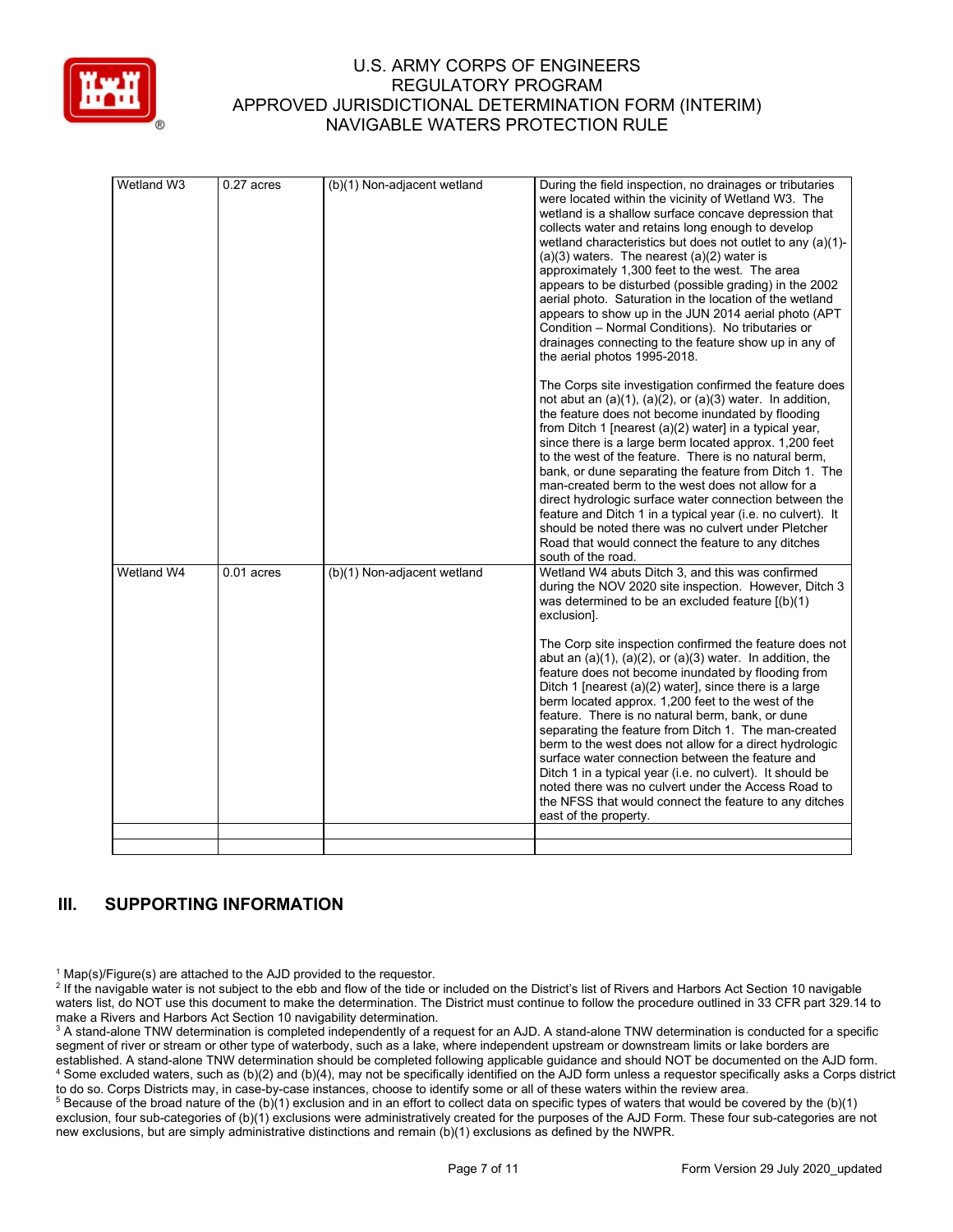| Wetland W3 | 0.27 acres | (b)(1) Non-adjacent wetland | During the field inspection, no drainages or tributaries were located within the vicinity of Wetland W3. The wetland is a shallow surface concave depression that collects water and retains long enough to develop wetland characteristics but does not outlet to any (a)(1)-(a)(3) waters. The nearest (a)(2) water is approximately 1,300 feet to the west. The area appears to be disturbed (possible grading) in the 2002 aerial photo. Saturation in the location of the wetland appears to show up in the JUN 2014 aerial photo (APT Condition – Normal Conditions). No tributaries or drainages connecting to the feature show up in any of the aerial photos 1995-2018.<br><br>The Corps site investigation confirmed the feature does not abut an (a)(1), (a)(2), or (a)(3) water. In addition, the feature does not become inundated by flooding from Ditch 1 [nearest (a)(2) water] in a typical year, since there is a large berm located approx. 1,200 feet to the west of the feature. There is no natural berm, bank, or dune separating the feature from Ditch 1. The man-created berm to the west does not allow for a direct hydrologic surface water connection between the feature and Ditch 1 in a typical year (i.e. no culvert). It should be noted there was no culvert under Pletcher Road that would connect the feature to any ditches south of the road. |
|---|---|---|---|
| Wetland W4 | 0.01 acres | (b)(1) Non-adjacent wetland | Wetland W4 abuts Ditch 3, and this was confirmed during the NOV 2020 site inspection. However, Ditch 3 was determined to be an excluded feature [(b)(1) exclusion].<br><br>The Corp site inspection confirmed the feature does not abut an (a)(1), (a)(2), or (a)(3) water. In addition, the feature does not become inundated by flooding from Ditch 1 [nearest (a)(2) water], since there is a large berm located approx. 1,200 feet to the west of the feature. There is no natural berm, bank, or dune separating the feature from Ditch 1. The man-created berm to the west does not allow for a direct hydrologic surface water connection between the feature and Ditch 1 in a typical year (i.e. no culvert). It should be noted there was no culvert under the Access Road to the NFSS that would connect the feature to any ditches east of the property. |
| | | | |
| | | | |

## III. SUPPORTING INFORMATION

[1] Map(s)/Figure(s) are attached to the AJD provided to the requestor.
[2] If the navigable water is not subject to the ebb and flow of the tide or included on the District's list of Rivers and Harbors Act Section 10 navigable waters list, do NOT use this document to make the determination. The District must continue to follow the procedure outlined in 33 CFR part 329.14 to make a Rivers and Harbors Act Section 10 navigability determination.
[3] A stand-alone TNW determination is completed independently of a request for an AJD. A stand-alone TNW determination is conducted for a specific segment of river or stream or other type of waterbody, such as a lake, where independent upstream or downstream limits or lake borders are established. A stand-alone TNW determination should be completed following applicable guidance and should NOT be documented on the AJD form.
[4] Some excluded waters, such as (b)(2) and (b)(4), may not be specifically identified on the AJD form unless a requestor specifically asks a Corps district to do so. Corps Districts may, in case-by-case instances, choose to identify some or all of these waters within the review area.
[5] Because of the broad nature of the (b)(1) exclusion and in an effort to collect data on specific types of waters that would be covered by the (b)(1) exclusion, four sub-categories of (b)(1) exclusions were administratively created for the purposes of the AJD Form. These four sub-categories are not new exclusions, but are simply administrative distinctions and remain (b)(1) exclusions as defined by the NWPR.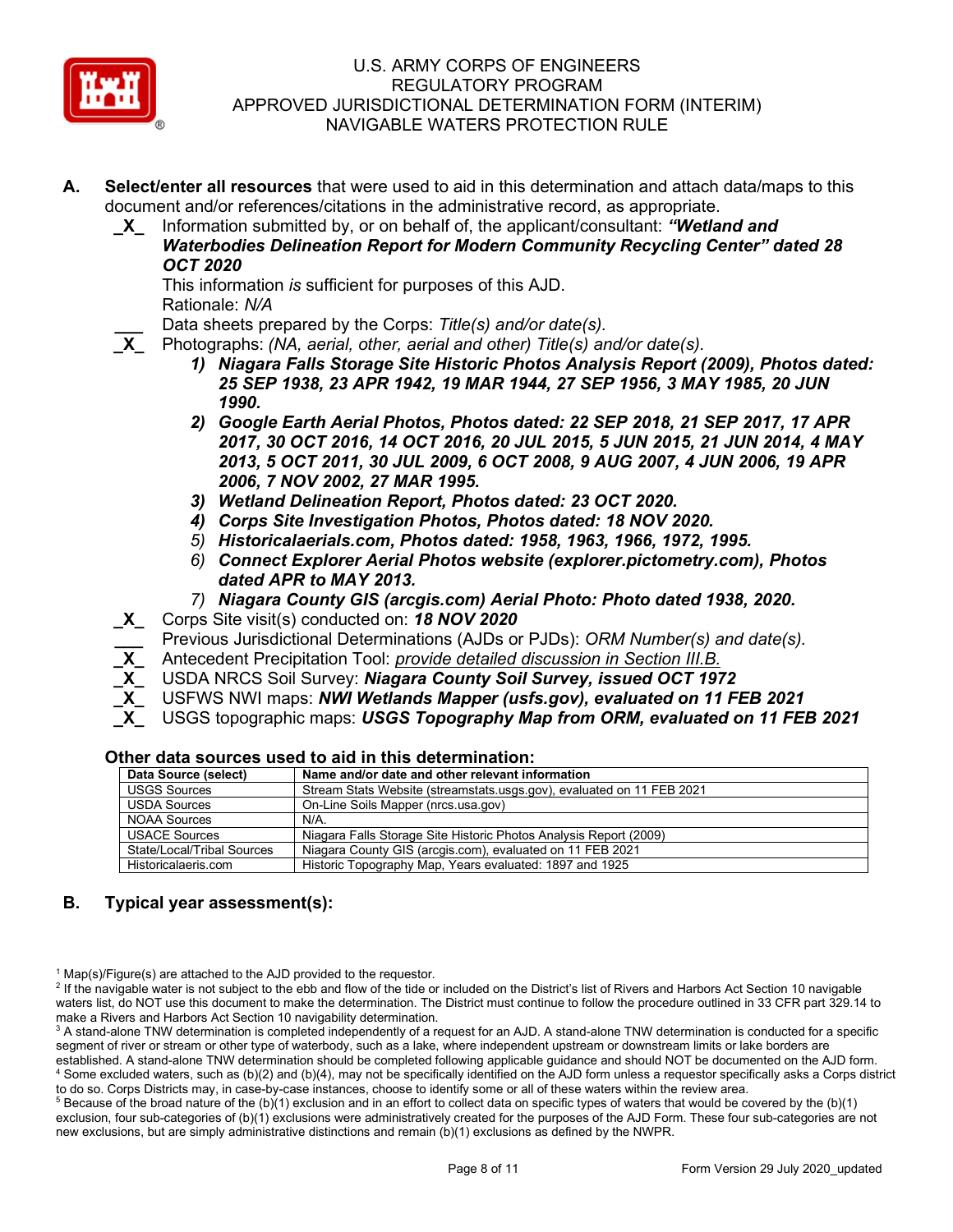**A. Select/enter all resources** that were used to aid in this determination and attach data/maps to this document and/or references/citations in the administrative record, as appropriate.

_X_ Information submitted by, or on behalf of, the applicant/consultant: ***"Wetland and Waterbodies Delineation Report for Modern Community Recycling Center" dated 28 OCT 2020***

This information *is* sufficient for purposes of this AJD.

Rationale: *N/A*

___ Data sheets prepared by the Corps: *Title(s) and/or date(s).*

_X_ Photographs: *(NA, aerial, other, aerial and other) Title(s) and/or date(s).*

1) ***Niagara Falls Storage Site Historic Photos Analysis Report (2009), Photos dated: 25 SEP 1938, 23 APR 1942, 19 MAR 1944, 27 SEP 1956, 3 MAY 1985, 20 JUN 1990.***
2) ***Google Earth Aerial Photos, Photos dated: 22 SEP 2018, 21 SEP 2017, 17 APR 2017, 30 OCT 2016, 14 OCT 2016, 20 JUL 2015, 5 JUN 2015, 21 JUN 2014, 4 MAY 2013, 5 OCT 2011, 30 JUL 2009, 6 OCT 2008, 9 AUG 2007, 4 JUN 2006, 19 APR 2006, 7 NOV 2002, 27 MAR 1995.***
3) ***Wetland Delineation Report, Photos dated: 23 OCT 2020.***
4) ***Corps Site Investigation Photos, Photos dated: 18 NOV 2020.***
5) ***Historicalaerials.com, Photos dated: 1958, 1963, 1966, 1972, 1995.***
6) ***Connect Explorer Aerial Photos website (explorer.pictometry.com), Photos dated APR to MAY 2013.***
7) ***Niagara County GIS (arcgis.com) Aerial Photo: Photo dated 1938, 2020.***

_X_ Corps Site visit(s) conducted on: ***18 NOV 2020***

___ Previous Jurisdictional Determinations (AJDs or PJDs): *ORM Number(s) and date(s).*

_X_ Antecedent Precipitation Tool: *provide detailed discussion in Section III.B.*

_X_ USDA NRCS Soil Survey: ***Niagara County Soil Survey, issued OCT 1972***

_X_ USFWS NWI maps: ***NWI Wetlands Mapper (usfs.gov), evaluated on 11 FEB 2021***

_X_ USGS topographic maps: ***USGS Topography Map from ORM, evaluated on 11 FEB 2021***

**Other data sources used to aid in this determination:**

| Data Source (select) | Name and/or date and other relevant information |
|---|---|
| USGS Sources | Stream Stats Website (streamstats.usgs.gov), evaluated on 11 FEB 2021 |
| USDA Sources | On-Line Soils Mapper (nrcs.usa.gov) |
| NOAA Sources | N/A. |
| USACE Sources | Niagara Falls Storage Site Historic Photos Analysis Report (2009) |
| State/Local/Tribal Sources | Niagara County GIS (arcgis.com), evaluated on 11 FEB 2021 |
| Historicalaeris.com | Historic Topography Map, Years evaluated: 1897 and 1925 |

**B. Typical year assessment(s):**

[1] Map(s)/Figure(s) are attached to the AJD provided to the requestor.

[2] If the navigable water is not subject to the ebb and flow of the tide or included on the District's list of Rivers and Harbors Act Section 10 navigable waters list, do NOT use this document to make the determination. The District must continue to follow the procedure outlined in 33 CFR part 329.14 to make a Rivers and Harbors Act Section 10 navigability determination.

[3] A stand-alone TNW determination is completed independently of a request for an AJD. A stand-alone TNW determination is conducted for a specific segment of river or stream or other type of waterbody, such as a lake, where independent upstream or downstream limits or lake borders are established. A stand-alone TNW determination should be completed following applicable guidance and should NOT be documented on the AJD form.

[4] Some excluded waters, such as (b)(2) and (b)(4), may not be specifically identified on the AJD form unless a requestor specifically asks a Corps district to do so. Corps Districts may, in case-by-case instances, choose to identify some or all of these waters within the review area.

[5] Because of the broad nature of the (b)(1) exclusion and in an effort to collect data on specific types of waters that would be covered by the (b)(1) exclusion, four sub-categories of (b)(1) exclusions were administratively created for the purposes of the AJD Form. These four sub-categories are not new exclusions, but are simply administrative distinctions and remain (b)(1) exclusions as defined by the NWPR.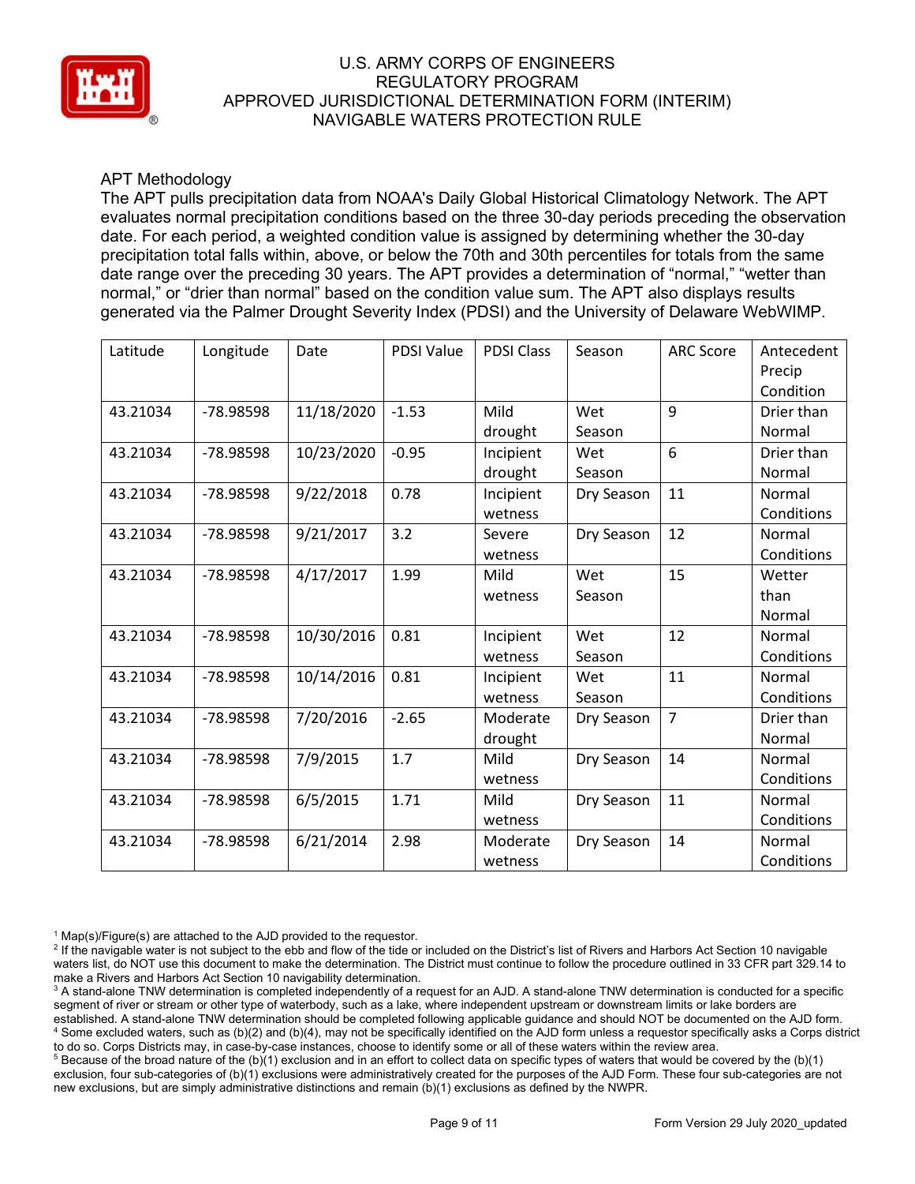APT Methodology

The APT pulls precipitation data from NOAA's Daily Global Historical Climatology Network. The APT evaluates normal precipitation conditions based on the three 30-day periods preceding the observation date. For each period, a weighted condition value is assigned by determining whether the 30-day precipitation total falls within, above, or below the 70th and 30th percentiles for totals from the same date range over the preceding 30 years. The APT provides a determination of "normal," "wetter than normal," or "drier than normal" based on the condition value sum. The APT also displays results generated via the Palmer Drought Severity Index (PDSI) and the University of Delaware WebWIMP.

| Latitude | Longitude | Date | PDSI Value | PDSI Class | Season | ARC Score | Antecedent Precip Condition |
|---|---|---|---|---|---|---|---|
| 43.21034 | -78.98598 | 11/18/2020 | -1.53 | Mild drought | Wet Season | 9 | Drier than Normal |
| 43.21034 | -78.98598 | 10/23/2020 | -0.95 | Incipient drought | Wet Season | 6 | Drier than Normal |
| 43.21034 | -78.98598 | 9/22/2018 | 0.78 | Incipient wetness | Dry Season | 11 | Normal Conditions |
| 43.21034 | -78.98598 | 9/21/2017 | 3.2 | Severe wetness | Dry Season | 12 | Normal Conditions |
| 43.21034 | -78.98598 | 4/17/2017 | 1.99 | Mild wetness | Wet Season | 15 | Wetter than Normal |
| 43.21034 | -78.98598 | 10/30/2016 | 0.81 | Incipient wetness | Wet Season | 12 | Normal Conditions |
| 43.21034 | -78.98598 | 10/14/2016 | 0.81 | Incipient wetness | Wet Season | 11 | Normal Conditions |
| 43.21034 | -78.98598 | 7/20/2016 | -2.65 | Moderate drought | Dry Season | 7 | Drier than Normal |
| 43.21034 | -78.98598 | 7/9/2015 | 1.7 | Mild wetness | Dry Season | 14 | Normal Conditions |
| 43.21034 | -78.98598 | 6/5/2015 | 1.71 | Mild wetness | Dry Season | 11 | Normal Conditions |
| 43.21034 | -78.98598 | 6/21/2014 | 2.98 | Moderate wetness | Dry Season | 14 | Normal Conditions |

[1] Map(s)/Figure(s) are attached to the AJD provided to the requestor.

[2] If the navigable water is not subject to the ebb and flow of the tide or included on the District's list of Rivers and Harbors Act Section 10 navigable waters list, do NOT use this document to make the determination. The District must continue to follow the procedure outlined in 33 CFR part 329.14 to make a Rivers and Harbors Act Section 10 navigability determination.

[3] A stand-alone TNW determination is completed independently of a request for an AJD. A stand-alone TNW determination is conducted for a specific segment of river or stream or other type of waterbody, such as a lake, where independent upstream or downstream limits or lake borders are established. A stand-alone TNW determination should be completed following applicable guidance and should NOT be documented on the AJD form.

[4] Some excluded waters, such as (b)(2) and (b)(4), may not be specifically identified on the AJD form unless a requestor specifically asks a Corps district to do so. Corps Districts may, in case-by-case instances, choose to identify some or all of these waters within the review area.

[5] Because of the broad nature of the (b)(1) exclusion and in an effort to collect data on specific types of waters that would be covered by the (b)(1) exclusion, four sub-categories of (b)(1) exclusions were administratively created for the purposes of the AJD Form. These four sub-categories are not new exclusions, but are simply administrative distinctions and remain (b)(1) exclusions as defined by the NWPR.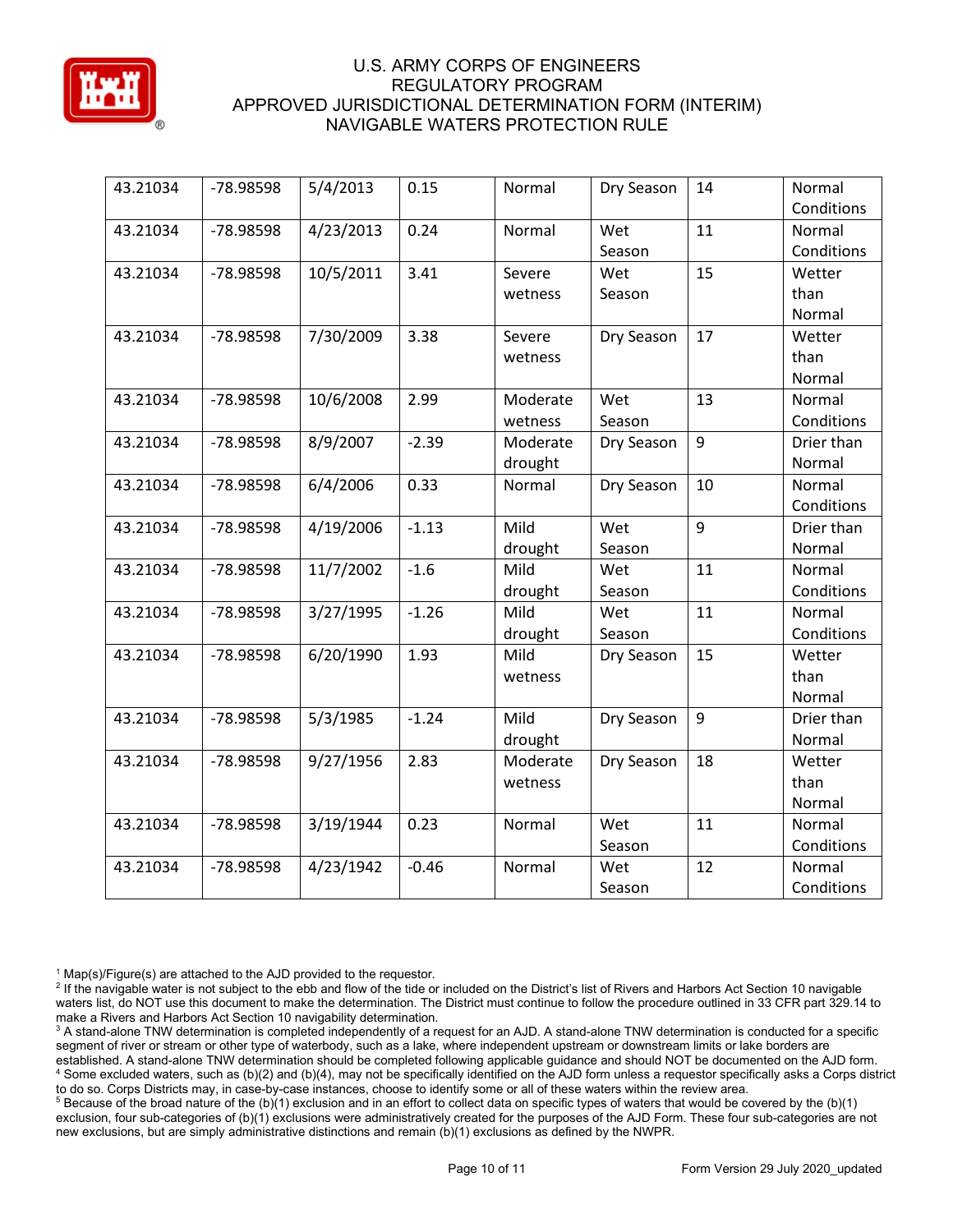| | | | | | | | |
|---|---|---|---|---|---|---|---|
| 43.21034 | -78.98598 | 5/4/2013 | 0.15 | Normal | Dry Season | 14 | Normal Conditions |
| 43.21034 | -78.98598 | 4/23/2013 | 0.24 | Normal | Wet Season | 11 | Normal Conditions |
| 43.21034 | -78.98598 | 10/5/2011 | 3.41 | Severe wetness | Wet Season | 15 | Wetter than Normal |
| 43.21034 | -78.98598 | 7/30/2009 | 3.38 | Severe wetness | Dry Season | 17 | Wetter than Normal |
| 43.21034 | -78.98598 | 10/6/2008 | 2.99 | Moderate wetness | Wet Season | 13 | Normal Conditions |
| 43.21034 | -78.98598 | 8/9/2007 | -2.39 | Moderate drought | Dry Season | 9 | Drier than Normal |
| 43.21034 | -78.98598 | 6/4/2006 | 0.33 | Normal | Dry Season | 10 | Normal Conditions |
| 43.21034 | -78.98598 | 4/19/2006 | -1.13 | Mild drought | Wet Season | 9 | Drier than Normal |
| 43.21034 | -78.98598 | 11/7/2002 | -1.6 | Mild drought | Wet Season | 11 | Normal Conditions |
| 43.21034 | -78.98598 | 3/27/1995 | -1.26 | Mild drought | Wet Season | 11 | Normal Conditions |
| 43.21034 | -78.98598 | 6/20/1990 | 1.93 | Mild wetness | Dry Season | 15 | Wetter than Normal |
| 43.21034 | -78.98598 | 5/3/1985 | -1.24 | Mild drought | Dry Season | 9 | Drier than Normal |
| 43.21034 | -78.98598 | 9/27/1956 | 2.83 | Moderate wetness | Dry Season | 18 | Wetter than Normal |
| 43.21034 | -78.98598 | 3/19/1944 | 0.23 | Normal | Wet Season | 11 | Normal Conditions |
| 43.21034 | -78.98598 | 4/23/1942 | -0.46 | Normal | Wet Season | 12 | Normal Conditions |

[1] Map(s)/Figure(s) are attached to the AJD provided to the requestor.
[2] If the navigable water is not subject to the ebb and flow of the tide or included on the District's list of Rivers and Harbors Act Section 10 navigable waters list, do NOT use this document to make the determination. The District must continue to follow the procedure outlined in 33 CFR part 329.14 to make a Rivers and Harbors Act Section 10 navigability determination.
[3] A stand-alone TNW determination is completed independently of a request for an AJD. A stand-alone TNW determination is conducted for a specific segment of river or stream or other type of waterbody, such as a lake, where independent upstream or downstream limits or lake borders are established. A stand-alone TNW determination should be completed following applicable guidance and should NOT be documented on the AJD form.
[4] Some excluded waters, such as (b)(2) and (b)(4), may not be specifically identified on the AJD form unless a requestor specifically asks a Corps district to do so. Corps Districts may, in case-by-case instances, choose to identify some or all of these waters within the review area.
[5] Because of the broad nature of the (b)(1) exclusion and in an effort to collect data on specific types of waters that would be covered by the (b)(1) exclusion, four sub-categories of (b)(1) exclusions were administratively created for the purposes of the AJD Form. These four sub-categories are not new exclusions, but are simply administrative distinctions and remain (b)(1) exclusions as defined by the NWPR.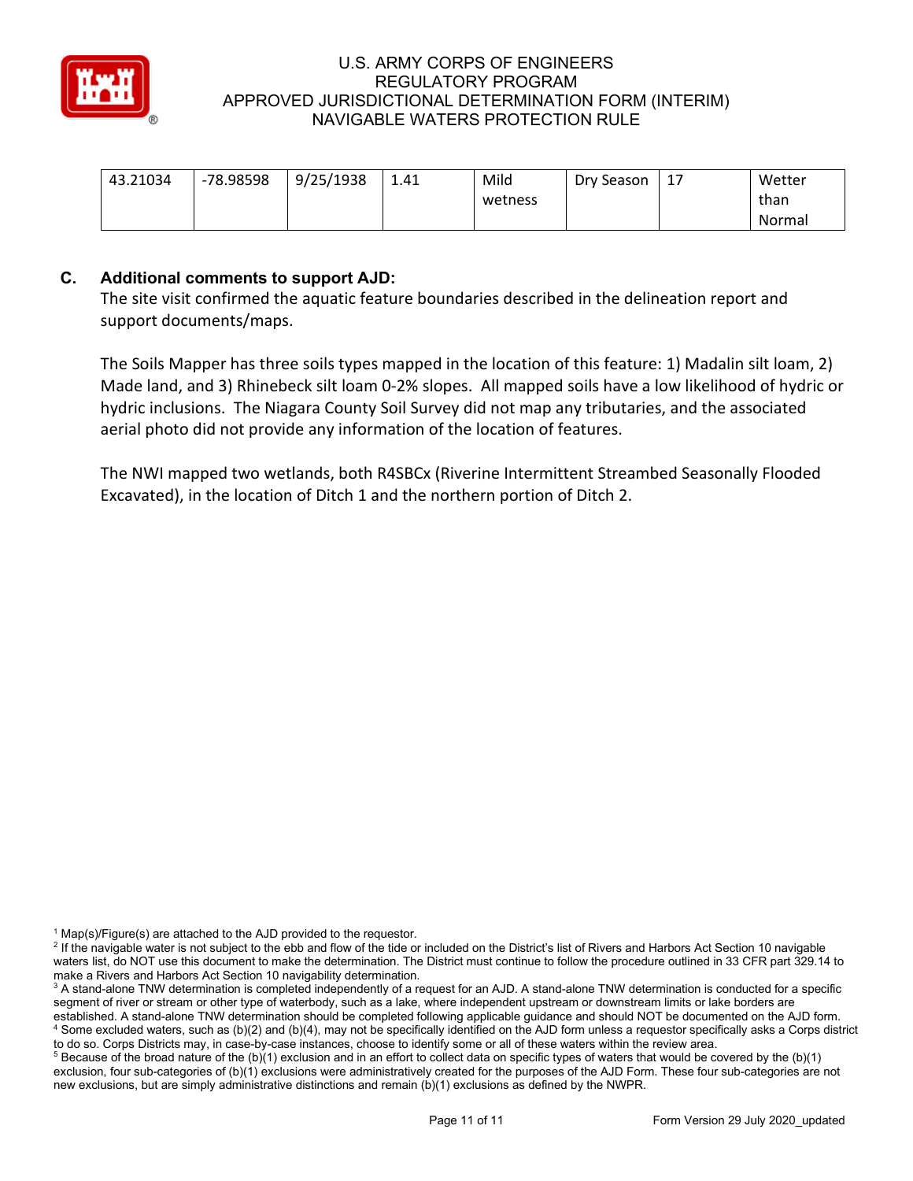| | | | | | | | |
|---|---|---|---|---|---|---|---|
| 43.21034 | -78.98598 | 9/25/1938 | 1.41 | Mild wetness | Dry Season | 17 | Wetter than Normal |

**C. Additional comments to support AJD:**

The site visit confirmed the aquatic feature boundaries described in the delineation report and support documents/maps.

The Soils Mapper has three soils types mapped in the location of this feature: 1) Madalin silt loam, 2) Made land, and 3) Rhinebeck silt loam 0-2% slopes. All mapped soils have a low likelihood of hydric or hydric inclusions. The Niagara County Soil Survey did not map any tributaries, and the associated aerial photo did not provide any information of the location of features.

The NWI mapped two wetlands, both R4SBCx (Riverine Intermittent Streambed Seasonally Flooded Excavated), in the location of Ditch 1 and the northern portion of Ditch 2.

[1] Map(s)/Figure(s) are attached to the AJD provided to the requestor.
[2] If the navigable water is not subject to the ebb and flow of the tide or included on the District's list of Rivers and Harbors Act Section 10 navigable waters list, do NOT use this document to make the determination. The District must continue to follow the procedure outlined in 33 CFR part 329.14 to make a Rivers and Harbors Act Section 10 navigability determination.
[3] A stand-alone TNW determination is completed independently of a request for an AJD. A stand-alone TNW determination is conducted for a specific segment of river or stream or other type of waterbody, such as a lake, where independent upstream or downstream limits or lake borders are established. A stand-alone TNW determination should be completed following applicable guidance and should NOT be documented on the AJD form.
[4] Some excluded waters, such as (b)(2) and (b)(4), may not be specifically identified on the AJD form unless a requestor specifically asks a Corps district to do so. Corps Districts may, in case-by-case instances, choose to identify some or all of these waters within the review area.
[5] Because of the broad nature of the (b)(1) exclusion and in an effort to collect data on specific types of waters that would be covered by the (b)(1) exclusion, four sub-categories of (b)(1) exclusions were administratively created for the purposes of the AJD Form. These four sub-categories are not new exclusions, but are simply administrative distinctions and remain (b)(1) exclusions as defined by the NWPR.